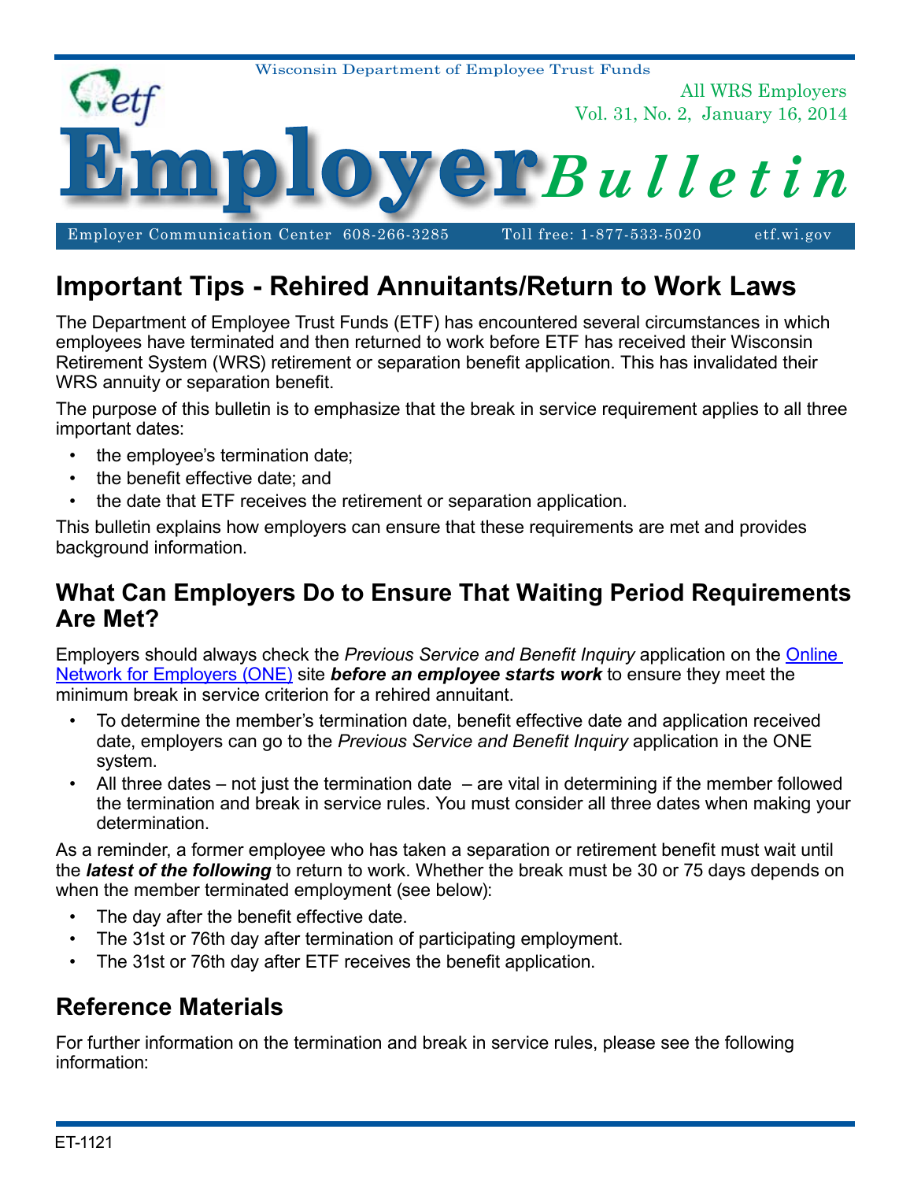Wisconsin Department of Employee Trust Funds

All WRS Employers
Vol. 31, No. 2, January 16, 2014

# Employer *Bulletin*

Employer Communication Center 608-266-3285 Toll free: 1-877-533-5020 etf.wi.gov

## Important Tips - Rehired Annuitants/Return to Work Laws

The Department of Employee Trust Funds (ETF) has encountered several circumstances in which employees have terminated and then returned to work before ETF has received their Wisconsin Retirement System (WRS) retirement or separation benefit application. This has invalidated their WRS annuity or separation benefit.

The purpose of this bulletin is to emphasize that the break in service requirement applies to all three important dates:

- the employee's termination date;
- the benefit effective date; and
- the date that ETF receives the retirement or separation application.

This bulletin explains how employers can ensure that these requirements are met and provides background information.

### What Can Employers Do to Ensure That Waiting Period Requirements Are Met?

Employers should always check the *Previous Service and Benefit Inquiry* application on the Online Network for Employers (ONE) site ***before an employee starts work*** to ensure they meet the minimum break in service criterion for a rehired annuitant.

- To determine the member's termination date, benefit effective date and application received date, employers can go to the *Previous Service and Benefit Inquiry* application in the ONE system.
- All three dates – not just the termination date – are vital in determining if the member followed the termination and break in service rules. You must consider all three dates when making your determination.

As a reminder, a former employee who has taken a separation or retirement benefit must wait until the ***latest of the following*** to return to work. Whether the break must be 30 or 75 days depends on when the member terminated employment (see below):

- The day after the benefit effective date.
- The 31st or 76th day after termination of participating employment.
- The 31st or 76th day after ETF receives the benefit application.

### Reference Materials

For further information on the termination and break in service rules, please see the following information:

ET-1121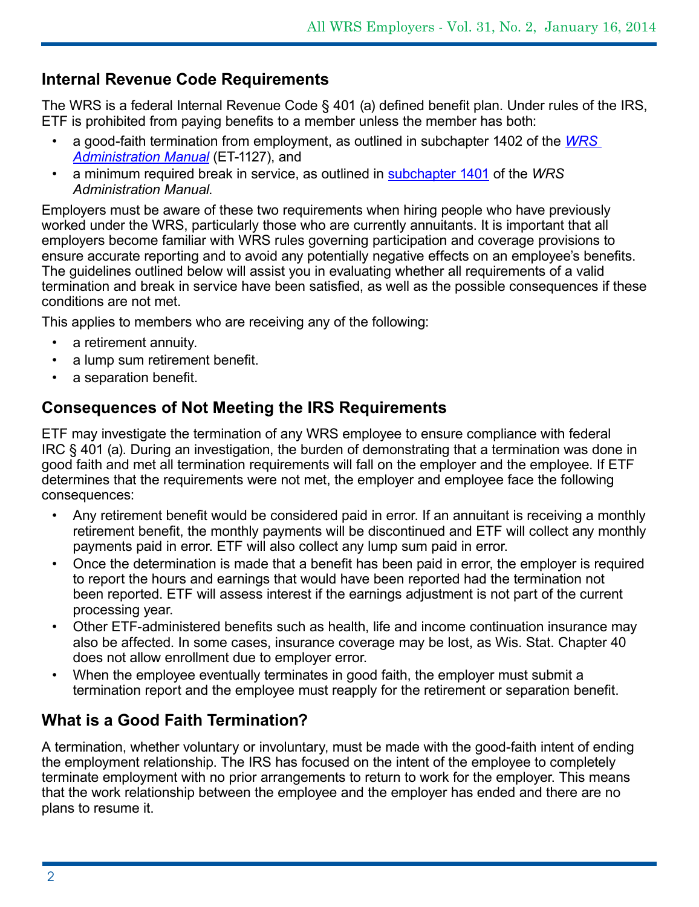## Internal Revenue Code Requirements

The WRS is a federal Internal Revenue Code § 401 (a) defined benefit plan. Under rules of the IRS, ETF is prohibited from paying benefits to a member unless the member has both:

- a good-faith termination from employment, as outlined in subchapter 1402 of the *WRS Administration Manual* (ET-1127), and
- a minimum required break in service, as outlined in subchapter 1401 of the *WRS Administration Manual*.

Employers must be aware of these two requirements when hiring people who have previously worked under the WRS, particularly those who are currently annuitants. It is important that all employers become familiar with WRS rules governing participation and coverage provisions to ensure accurate reporting and to avoid any potentially negative effects on an employee's benefits. The guidelines outlined below will assist you in evaluating whether all requirements of a valid termination and break in service have been satisfied, as well as the possible consequences if these conditions are not met.

This applies to members who are receiving any of the following:

- a retirement annuity.
- a lump sum retirement benefit.
- a separation benefit.

## Consequences of Not Meeting the IRS Requirements

ETF may investigate the termination of any WRS employee to ensure compliance with federal IRC § 401 (a). During an investigation, the burden of demonstrating that a termination was done in good faith and met all termination requirements will fall on the employer and the employee. If ETF determines that the requirements were not met, the employer and employee face the following consequences:

- Any retirement benefit would be considered paid in error. If an annuitant is receiving a monthly retirement benefit, the monthly payments will be discontinued and ETF will collect any monthly payments paid in error. ETF will also collect any lump sum paid in error.
- Once the determination is made that a benefit has been paid in error, the employer is required to report the hours and earnings that would have been reported had the termination not been reported. ETF will assess interest if the earnings adjustment is not part of the current processing year.
- Other ETF-administered benefits such as health, life and income continuation insurance may also be affected. In some cases, insurance coverage may be lost, as Wis. Stat. Chapter 40 does not allow enrollment due to employer error.
- When the employee eventually terminates in good faith, the employer must submit a termination report and the employee must reapply for the retirement or separation benefit.

## What is a Good Faith Termination?

A termination, whether voluntary or involuntary, must be made with the good-faith intent of ending the employment relationship. The IRS has focused on the intent of the employee to completely terminate employment with no prior arrangements to return to work for the employer. This means that the work relationship between the employee and the employer has ended and there are no plans to resume it.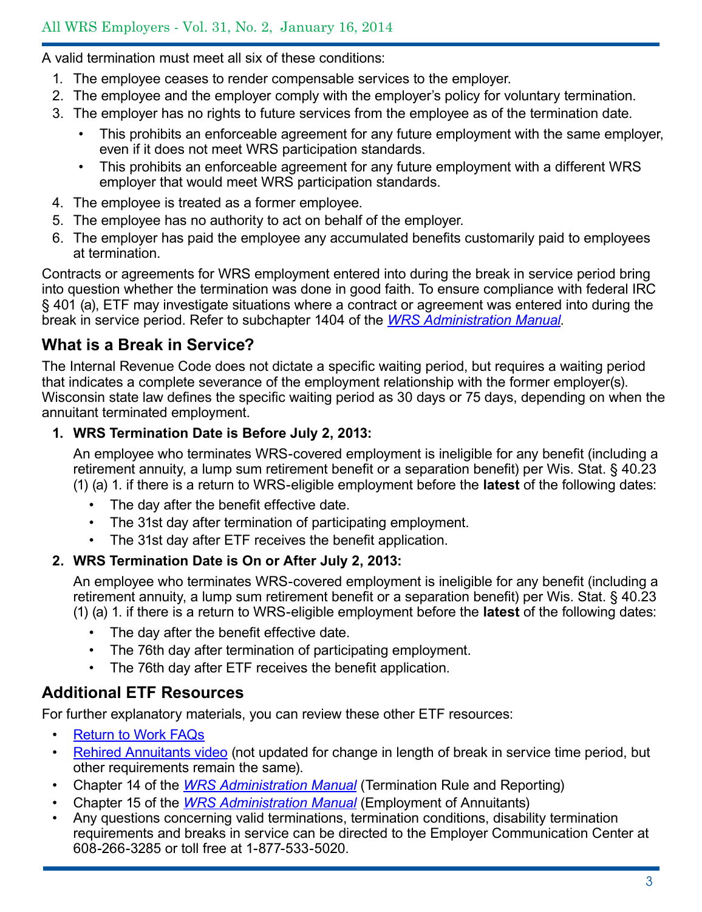A valid termination must meet all six of these conditions:

1. The employee ceases to render compensable services to the employer.
2. The employee and the employer comply with the employer's policy for voluntary termination.
3. The employer has no rights to future services from the employee as of the termination date.
   - This prohibits an enforceable agreement for any future employment with the same employer, even if it does not meet WRS participation standards.
   - This prohibits an enforceable agreement for any future employment with a different WRS employer that would meet WRS participation standards.
4. The employee is treated as a former employee.
5. The employee has no authority to act on behalf of the employer.
6. The employer has paid the employee any accumulated benefits customarily paid to employees at termination.

Contracts or agreements for WRS employment entered into during the break in service period bring into question whether the termination was done in good faith. To ensure compliance with federal IRC § 401 (a), ETF may investigate situations where a contract or agreement was entered into during the break in service period. Refer to subchapter 1404 of the *WRS Administration Manual*.

## What is a Break in Service?

The Internal Revenue Code does not dictate a specific waiting period, but requires a waiting period that indicates a complete severance of the employment relationship with the former employer(s). Wisconsin state law defines the specific waiting period as 30 days or 75 days, depending on when the annuitant terminated employment.

1. **WRS Termination Date is Before July 2, 2013:**

   An employee who terminates WRS-covered employment is ineligible for any benefit (including a retirement annuity, a lump sum retirement benefit or a separation benefit) per Wis. Stat. § 40.23 (1) (a) 1. if there is a return to WRS-eligible employment before the **latest** of the following dates:

   - The day after the benefit effective date.
   - The 31st day after termination of participating employment.
   - The 31st day after ETF receives the benefit application.

2. **WRS Termination Date is On or After July 2, 2013:**

   An employee who terminates WRS-covered employment is ineligible for any benefit (including a retirement annuity, a lump sum retirement benefit or a separation benefit) per Wis. Stat. § 40.23 (1) (a) 1. if there is a return to WRS-eligible employment before the **latest** of the following dates:

   - The day after the benefit effective date.
   - The 76th day after termination of participating employment.
   - The 76th day after ETF receives the benefit application.

## Additional ETF Resources

For further explanatory materials, you can review these other ETF resources:

- Return to Work FAQs
- Rehired Annuitants video (not updated for change in length of break in service time period, but other requirements remain the same).
- Chapter 14 of the *WRS Administration Manual* (Termination Rule and Reporting)
- Chapter 15 of the *WRS Administration Manual* (Employment of Annuitants)
- Any questions concerning valid terminations, termination conditions, disability termination requirements and breaks in service can be directed to the Employer Communication Center at 608-266-3285 or toll free at 1-877-533-5020.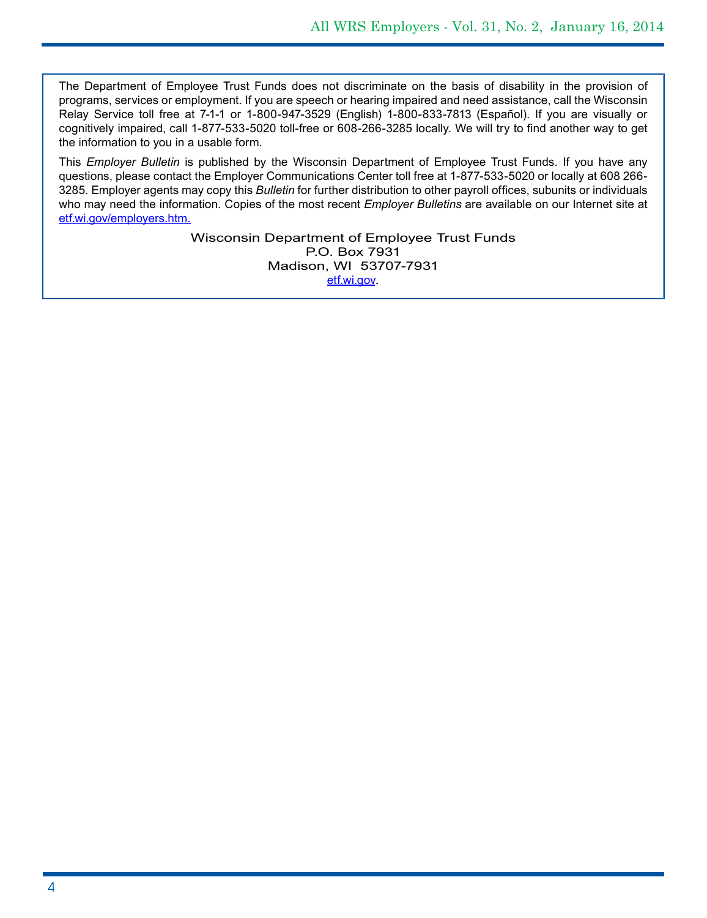The Department of Employee Trust Funds does not discriminate on the basis of disability in the provision of programs, services or employment. If you are speech or hearing impaired and need assistance, call the Wisconsin Relay Service toll free at 7-1-1 or 1-800-947-3529 (English) 1-800-833-7813 (Español). If you are visually or cognitively impaired, call 1-877-533-5020 toll-free or 608-266-3285 locally. We will try to find another way to get the information to you in a usable form.

This *Employer Bulletin* is published by the Wisconsin Department of Employee Trust Funds. If you have any questions, please contact the Employer Communications Center toll free at 1-877-533-5020 or locally at 608 266-3285. Employer agents may copy this *Bulletin* for further distribution to other payroll offices, subunits or individuals who may need the information. Copies of the most recent *Employer Bulletins* are available on our Internet site at etf.wi.gov/employers.htm.

Wisconsin Department of Employee Trust Funds
P.O. Box 7931
Madison, WI 53707-7931
etf.wi.gov.